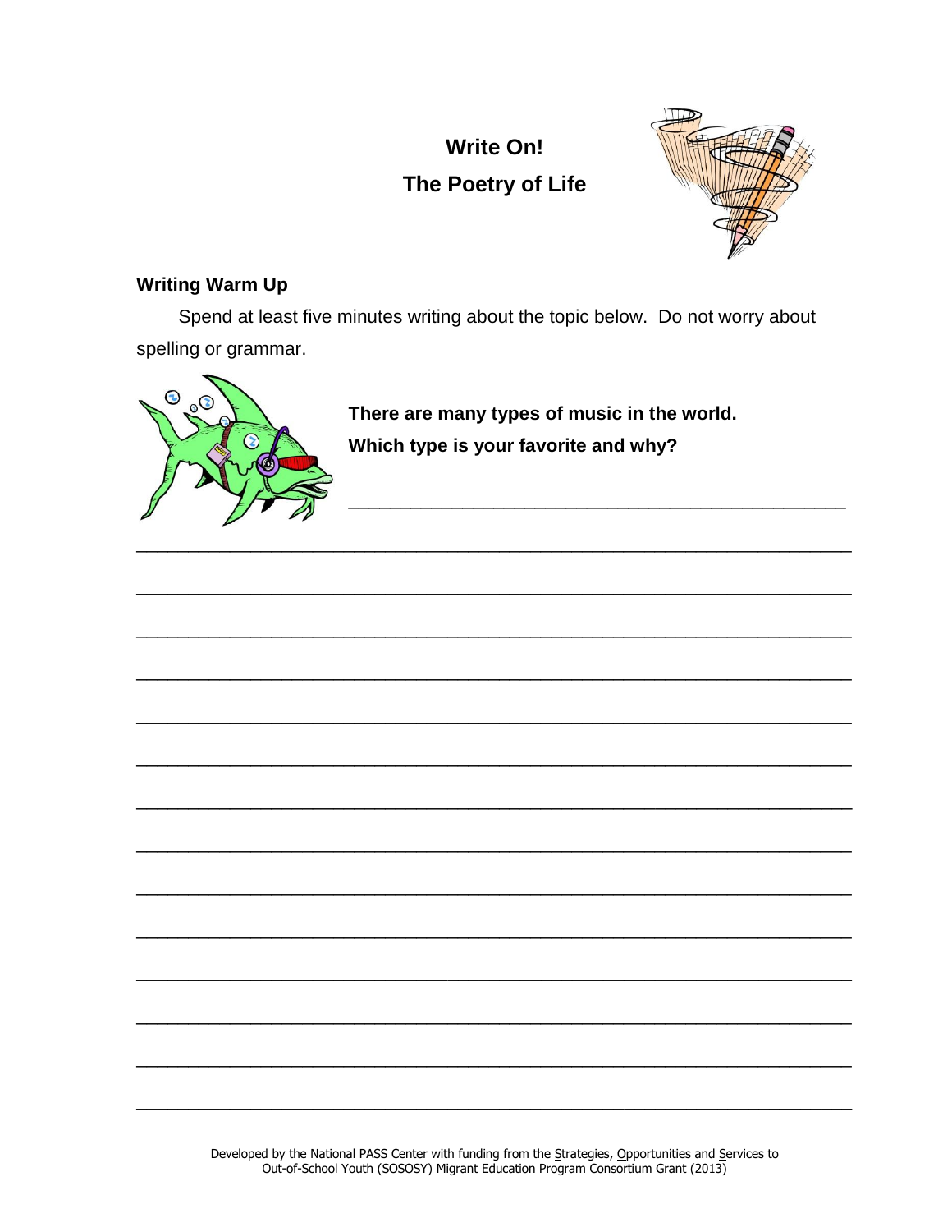# Write On!

## The Poetry of Life

### Writing Warm Up

Spend at least five minutes writing about the topic below. Do not worry about spelling or grammar.

**There are many types of music in the world. Which type is your favorite and why?**

______________________________________________

______________________________________________________________________

______________________________________________________________________

______________________________________________________________________

______________________________________________________________________

______________________________________________________________________

______________________________________________________________________

______________________________________________________________________

______________________________________________________________________

______________________________________________________________________

______________________________________________________________________

______________________________________________________________________

______________________________________________________________________

______________________________________________________________________

______________________________________________________________________

Developed by the National PASS Center with funding from the Strategies, Opportunities and Services to Out-of-School Youth (SOSOSY) Migrant Education Program Consortium Grant (2013)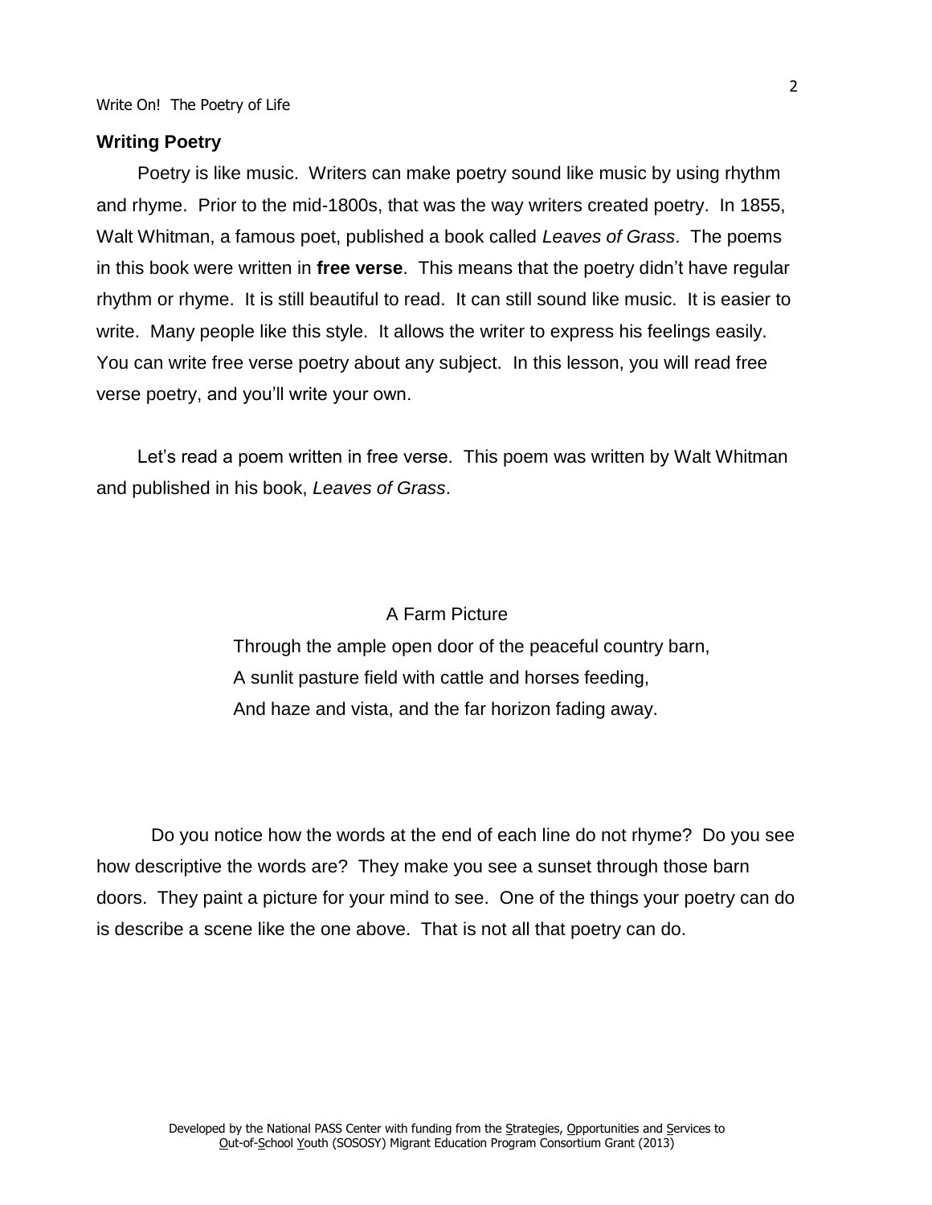## Writing Poetry

Poetry is like music. Writers can make poetry sound like music by using rhythm and rhyme. Prior to the mid-1800s, that was the way writers created poetry. In 1855, Walt Whitman, a famous poet, published a book called *Leaves of Grass*. The poems in this book were written in **free verse**. This means that the poetry didn't have regular rhythm or rhyme. It is still beautiful to read. It can still sound like music. It is easier to write. Many people like this style. It allows the writer to express his feelings easily. You can write free verse poetry about any subject. In this lesson, you will read free verse poetry, and you'll write your own.

Let's read a poem written in free verse. This poem was written by Walt Whitman and published in his book, *Leaves of Grass*.

A Farm Picture

Through the ample open door of the peaceful country barn,  
A sunlit pasture field with cattle and horses feeding,  
And haze and vista, and the far horizon fading away.

Do you notice how the words at the end of each line do not rhyme? Do you see how descriptive the words are? They make you see a sunset through those barn doors. They paint a picture for your mind to see. One of the things your poetry can do is describe a scene like the one above. That is not all that poetry can do.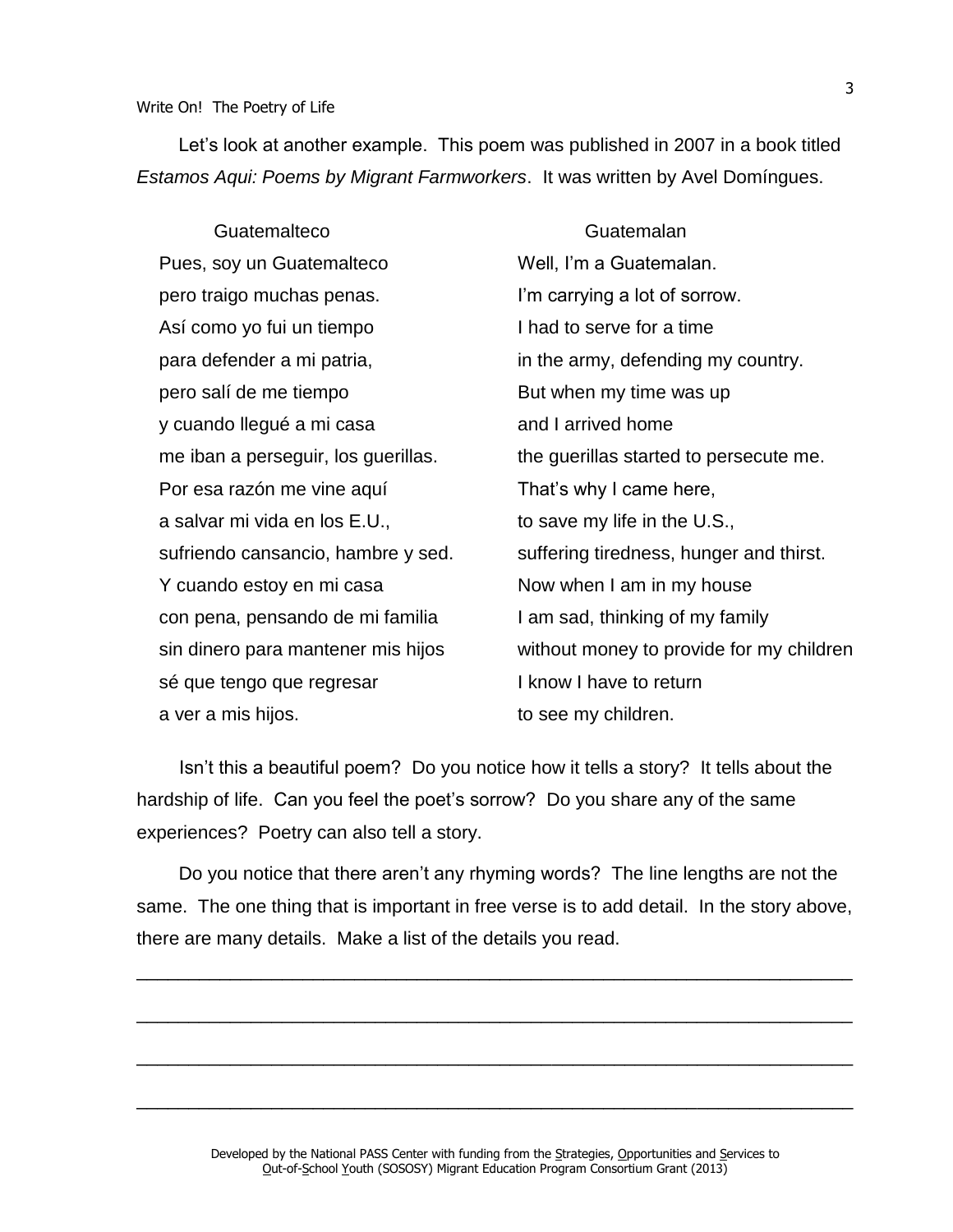Let's look at another example. This poem was published in 2007 in a book titled *Estamos Aqui: Poems by Migrant Farmworkers*. It was written by Avel Domíngues.

| Guatemalteco | Guatemalan |
|---|---|
| Pues, soy un Guatemalteco | Well, I'm a Guatemalan. |
| pero traigo muchas penas. | I'm carrying a lot of sorrow. |
| Así como yo fui un tiempo | I had to serve for a time |
| para defender a mi patria, | in the army, defending my country. |
| pero salí de me tiempo | But when my time was up |
| y cuando llegué a mi casa | and I arrived home |
| me iban a perseguir, los guerillas. | the guerillas started to persecute me. |
| Por esa razón me vine aquí | That's why I came here, |
| a salvar mi vida en los E.U., | to save my life in the U.S., |
| sufriendo cansancio, hambre y sed. | suffering tiredness, hunger and thirst. |
| Y cuando estoy en mi casa | Now when I am in my house |
| con pena, pensando de mi familia | I am sad, thinking of my family |
| sin dinero para mantener mis hijos | without money to provide for my children |
| sé que tengo que regresar | I know I have to return |
| a ver a mis hijos. | to see my children. |

Isn't this a beautiful poem? Do you notice how it tells a story? It tells about the hardship of life. Can you feel the poet's sorrow? Do you share any of the same experiences? Poetry can also tell a story.

Do you notice that there aren't any rhyming words? The line lengths are not the same. The one thing that is important in free verse is to add detail. In the story above, there are many details. Make a list of the details you read.

______________________________________________________________________

______________________________________________________________________

______________________________________________________________________

______________________________________________________________________

Developed by the National PASS Center with funding from the Strategies, Opportunities and Services to Out-of-School Youth (SOSOSY) Migrant Education Program Consortium Grant (2013)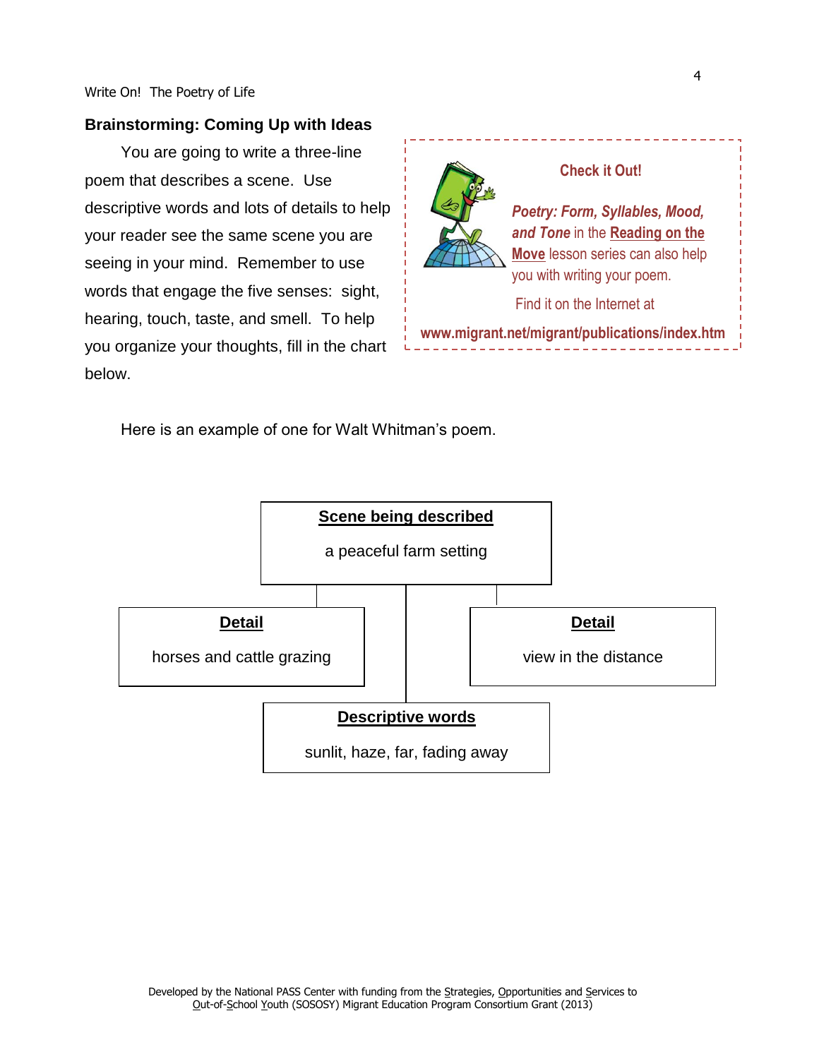## Brainstorming: Coming Up with Ideas

You are going to write a three-line poem that describes a scene. Use descriptive words and lots of details to help your reader see the same scene you are seeing in your mind. Remember to use words that engage the five senses: sight, hearing, touch, taste, and smell. To help you organize your thoughts, fill in the chart below.

> **Check it Out!**
>
> ***Poetry: Form, Syllables, Mood, and Tone*** in the **Reading on the Move** lesson series can also help you with writing your poem.
>
> Find it on the Internet at
>
> **www.migrant.net/migrant/publications/index.htm**

Here is an example of one for Walt Whitman's poem.

**Scene being described**

a peaceful farm setting

**Detail**

horses and cattle grazing

**Detail**

view in the distance

**Descriptive words**

sunlit, haze, far, fading away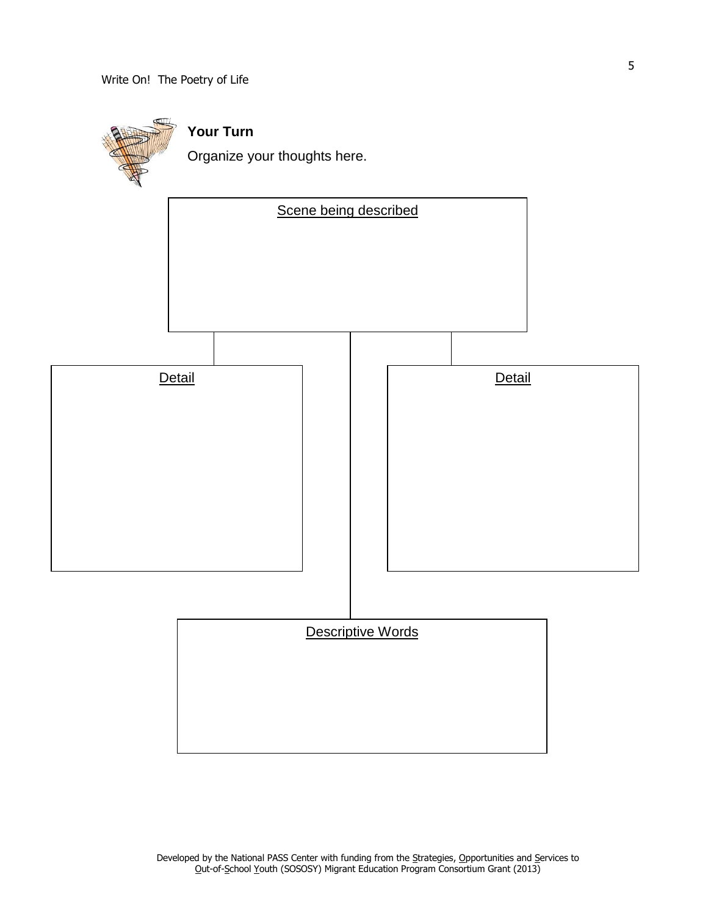**Your Turn**

Organize your thoughts here.

Scene being described

Detail

Detail

Descriptive Words

Developed by the National PASS Center with funding from the Strategies, Opportunities and Services to Out-of-School Youth (SOSOSY) Migrant Education Program Consortium Grant (2013)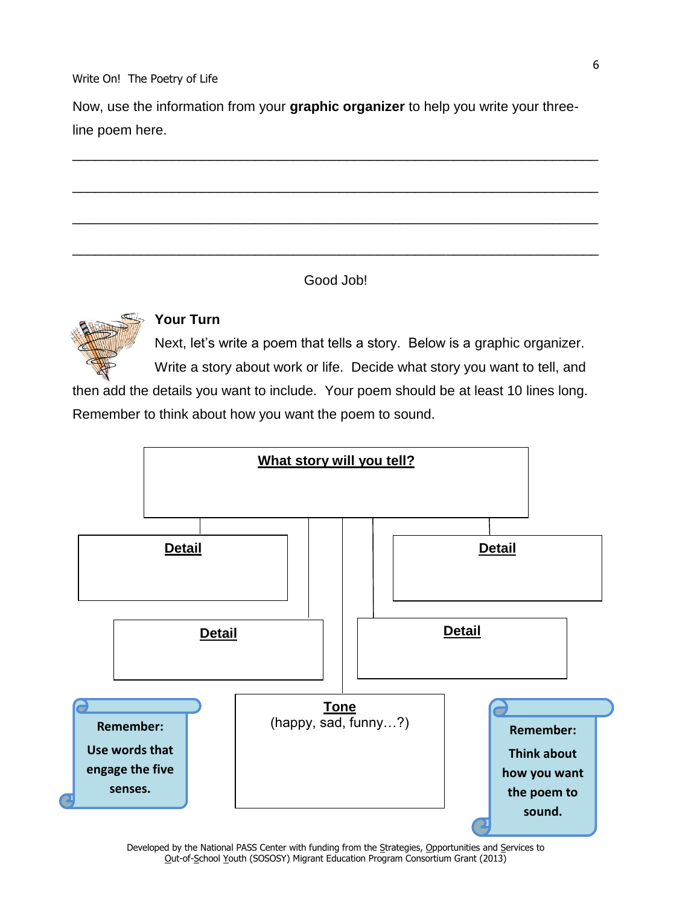Now, use the information from your **graphic organizer** to help you write your three-line poem here.

\_\_\_\_\_\_\_\_\_\_\_\_\_\_\_\_\_\_\_\_\_\_\_\_\_\_\_\_\_\_\_\_\_\_\_\_\_\_\_\_\_\_\_\_\_\_\_\_\_\_\_\_\_\_\_\_\_\_\_\_

\_\_\_\_\_\_\_\_\_\_\_\_\_\_\_\_\_\_\_\_\_\_\_\_\_\_\_\_\_\_\_\_\_\_\_\_\_\_\_\_\_\_\_\_\_\_\_\_\_\_\_\_\_\_\_\_\_\_\_\_

\_\_\_\_\_\_\_\_\_\_\_\_\_\_\_\_\_\_\_\_\_\_\_\_\_\_\_\_\_\_\_\_\_\_\_\_\_\_\_\_\_\_\_\_\_\_\_\_\_\_\_\_\_\_\_\_\_\_\_\_

\_\_\_\_\_\_\_\_\_\_\_\_\_\_\_\_\_\_\_\_\_\_\_\_\_\_\_\_\_\_\_\_\_\_\_\_\_\_\_\_\_\_\_\_\_\_\_\_\_\_\_\_\_\_\_\_\_\_\_\_

Good Job!

**Your Turn**

Next, let's write a poem that tells a story. Below is a graphic organizer. Write a story about work or life. Decide what story you want to tell, and then add the details you want to include. Your poem should be at least 10 lines long. Remember to think about how you want the poem to sound.

**What story will you tell?**

**Detail**

**Detail**

**Detail**

**Detail**

**Remember:** Use words that engage the five senses.

**Tone**
(happy, sad, funny…?)

**Remember:** Think about how you want the poem to sound.

Developed by the National PASS Center with funding from the Strategies, Opportunities and Services to Out-of-School Youth (SOSOSY) Migrant Education Program Consortium Grant (2013)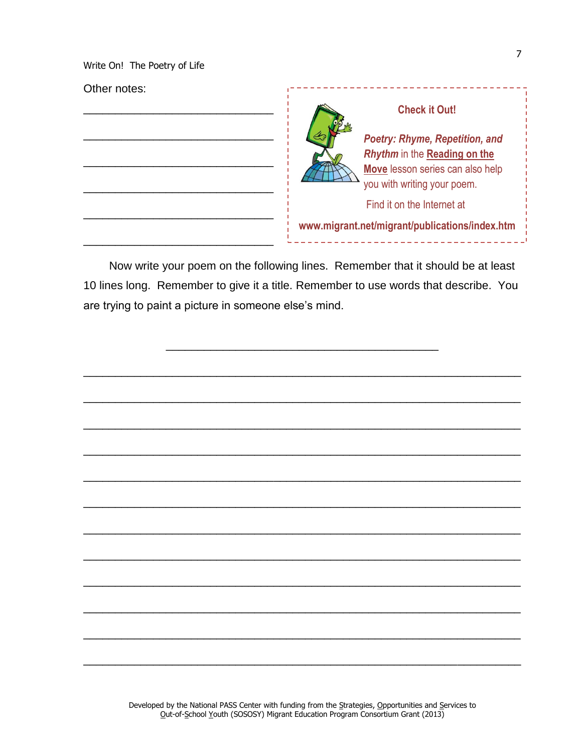Other notes:

\_\_\_\_\_\_\_\_\_\_\_\_\_\_\_\_\_\_\_\_\_\_\_\_\_\_\_\_\_\_\_\_

\_\_\_\_\_\_\_\_\_\_\_\_\_\_\_\_\_\_\_\_\_\_\_\_\_\_\_\_\_\_\_\_

\_\_\_\_\_\_\_\_\_\_\_\_\_\_\_\_\_\_\_\_\_\_\_\_\_\_\_\_\_\_\_\_

\_\_\_\_\_\_\_\_\_\_\_\_\_\_\_\_\_\_\_\_\_\_\_\_\_\_\_\_\_\_\_\_

\_\_\_\_\_\_\_\_\_\_\_\_\_\_\_\_\_\_\_\_\_\_\_\_\_\_\_\_\_\_\_\_

\_\_\_\_\_\_\_\_\_\_\_\_\_\_\_\_\_\_\_\_\_\_\_\_\_\_\_\_\_\_\_\_

> **Check it Out!**
>
> ***Poetry: Rhyme, Repetition, and Rhythm*** in the **Reading on the Move** lesson series can also help you with writing your poem.
>
> Find it on the Internet at
>
> **www.migrant.net/migrant/publications/index.htm**

Now write your poem on the following lines. Remember that it should be at least 10 lines long. Remember to give it a title. Remember to use words that describe. You are trying to paint a picture in someone else's mind.

\_\_\_\_\_\_\_\_\_\_\_\_\_\_\_\_\_\_\_\_\_\_\_\_\_\_\_\_\_\_\_\_\_\_\_\_\_\_\_\_\_\_\_\_

\_\_\_\_\_\_\_\_\_\_\_\_\_\_\_\_\_\_\_\_\_\_\_\_\_\_\_\_\_\_\_\_\_\_\_\_\_\_\_\_\_\_\_\_\_\_\_\_\_\_\_\_\_\_\_\_\_\_\_\_\_\_\_\_\_\_\_\_\_\_

\_\_\_\_\_\_\_\_\_\_\_\_\_\_\_\_\_\_\_\_\_\_\_\_\_\_\_\_\_\_\_\_\_\_\_\_\_\_\_\_\_\_\_\_\_\_\_\_\_\_\_\_\_\_\_\_\_\_\_\_\_\_\_\_\_\_\_\_\_\_

\_\_\_\_\_\_\_\_\_\_\_\_\_\_\_\_\_\_\_\_\_\_\_\_\_\_\_\_\_\_\_\_\_\_\_\_\_\_\_\_\_\_\_\_\_\_\_\_\_\_\_\_\_\_\_\_\_\_\_\_\_\_\_\_\_\_\_\_\_\_

\_\_\_\_\_\_\_\_\_\_\_\_\_\_\_\_\_\_\_\_\_\_\_\_\_\_\_\_\_\_\_\_\_\_\_\_\_\_\_\_\_\_\_\_\_\_\_\_\_\_\_\_\_\_\_\_\_\_\_\_\_\_\_\_\_\_\_\_\_\_

\_\_\_\_\_\_\_\_\_\_\_\_\_\_\_\_\_\_\_\_\_\_\_\_\_\_\_\_\_\_\_\_\_\_\_\_\_\_\_\_\_\_\_\_\_\_\_\_\_\_\_\_\_\_\_\_\_\_\_\_\_\_\_\_\_\_\_\_\_\_

\_\_\_\_\_\_\_\_\_\_\_\_\_\_\_\_\_\_\_\_\_\_\_\_\_\_\_\_\_\_\_\_\_\_\_\_\_\_\_\_\_\_\_\_\_\_\_\_\_\_\_\_\_\_\_\_\_\_\_\_\_\_\_\_\_\_\_\_\_\_

\_\_\_\_\_\_\_\_\_\_\_\_\_\_\_\_\_\_\_\_\_\_\_\_\_\_\_\_\_\_\_\_\_\_\_\_\_\_\_\_\_\_\_\_\_\_\_\_\_\_\_\_\_\_\_\_\_\_\_\_\_\_\_\_\_\_\_\_\_\_

\_\_\_\_\_\_\_\_\_\_\_\_\_\_\_\_\_\_\_\_\_\_\_\_\_\_\_\_\_\_\_\_\_\_\_\_\_\_\_\_\_\_\_\_\_\_\_\_\_\_\_\_\_\_\_\_\_\_\_\_\_\_\_\_\_\_\_\_\_\_

\_\_\_\_\_\_\_\_\_\_\_\_\_\_\_\_\_\_\_\_\_\_\_\_\_\_\_\_\_\_\_\_\_\_\_\_\_\_\_\_\_\_\_\_\_\_\_\_\_\_\_\_\_\_\_\_\_\_\_\_\_\_\_\_\_\_\_\_\_\_

\_\_\_\_\_\_\_\_\_\_\_\_\_\_\_\_\_\_\_\_\_\_\_\_\_\_\_\_\_\_\_\_\_\_\_\_\_\_\_\_\_\_\_\_\_\_\_\_\_\_\_\_\_\_\_\_\_\_\_\_\_\_\_\_\_\_\_\_\_\_

\_\_\_\_\_\_\_\_\_\_\_\_\_\_\_\_\_\_\_\_\_\_\_\_\_\_\_\_\_\_\_\_\_\_\_\_\_\_\_\_\_\_\_\_\_\_\_\_\_\_\_\_\_\_\_\_\_\_\_\_\_\_\_\_\_\_\_\_\_\_

\_\_\_\_\_\_\_\_\_\_\_\_\_\_\_\_\_\_\_\_\_\_\_\_\_\_\_\_\_\_\_\_\_\_\_\_\_\_\_\_\_\_\_\_\_\_\_\_\_\_\_\_\_\_\_\_\_\_\_\_\_\_\_\_\_\_\_\_\_\_

Developed by the National PASS Center with funding from the Strategies, Opportunities and Services to Out-of-School Youth (SOSOSY) Migrant Education Program Consortium Grant (2013)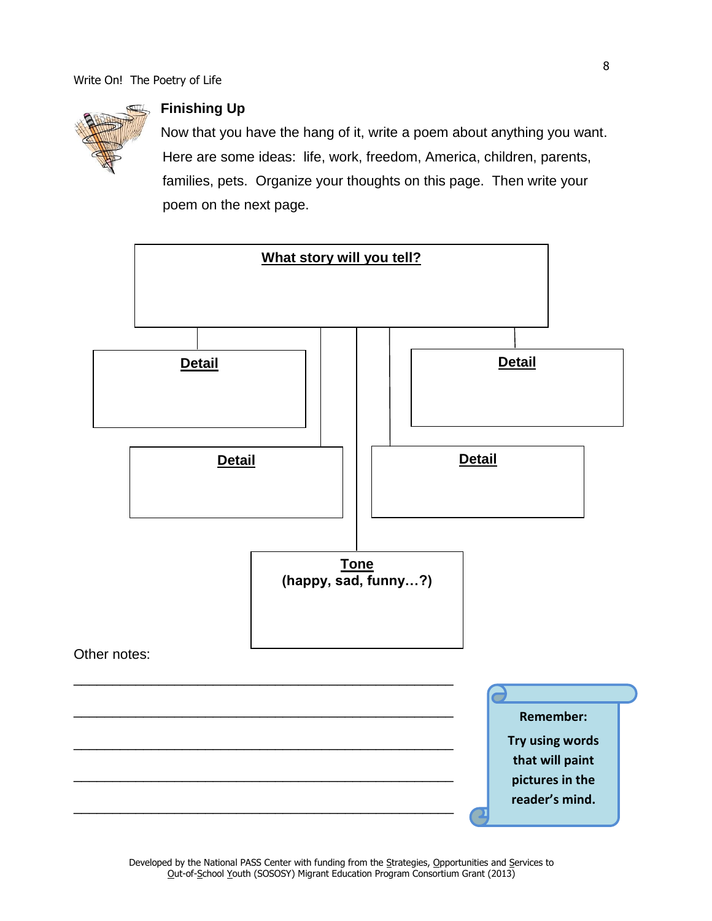## Finishing Up

Now that you have the hang of it, write a poem about anything you want. Here are some ideas: life, work, freedom, America, children, parents, families, pets. Organize your thoughts on this page. Then write your poem on the next page.

**What story will you tell?**

**Detail**

**Detail**

**Detail**

**Detail**

**Tone**
**(happy, sad, funny…?)**

Other notes:

\_\_\_\_\_\_\_\_\_\_\_\_\_\_\_\_\_\_\_\_\_\_\_\_\_\_\_\_\_\_\_\_\_\_\_\_\_\_\_\_\_\_\_\_\_\_\_\_

\_\_\_\_\_\_\_\_\_\_\_\_\_\_\_\_\_\_\_\_\_\_\_\_\_\_\_\_\_\_\_\_\_\_\_\_\_\_\_\_\_\_\_\_\_\_\_\_

\_\_\_\_\_\_\_\_\_\_\_\_\_\_\_\_\_\_\_\_\_\_\_\_\_\_\_\_\_\_\_\_\_\_\_\_\_\_\_\_\_\_\_\_\_\_\_\_

\_\_\_\_\_\_\_\_\_\_\_\_\_\_\_\_\_\_\_\_\_\_\_\_\_\_\_\_\_\_\_\_\_\_\_\_\_\_\_\_\_\_\_\_\_\_\_\_

\_\_\_\_\_\_\_\_\_\_\_\_\_\_\_\_\_\_\_\_\_\_\_\_\_\_\_\_\_\_\_\_\_\_\_\_\_\_\_\_\_\_\_\_\_\_\_\_

**Remember:**

**Try using words that will paint pictures in the reader's mind.**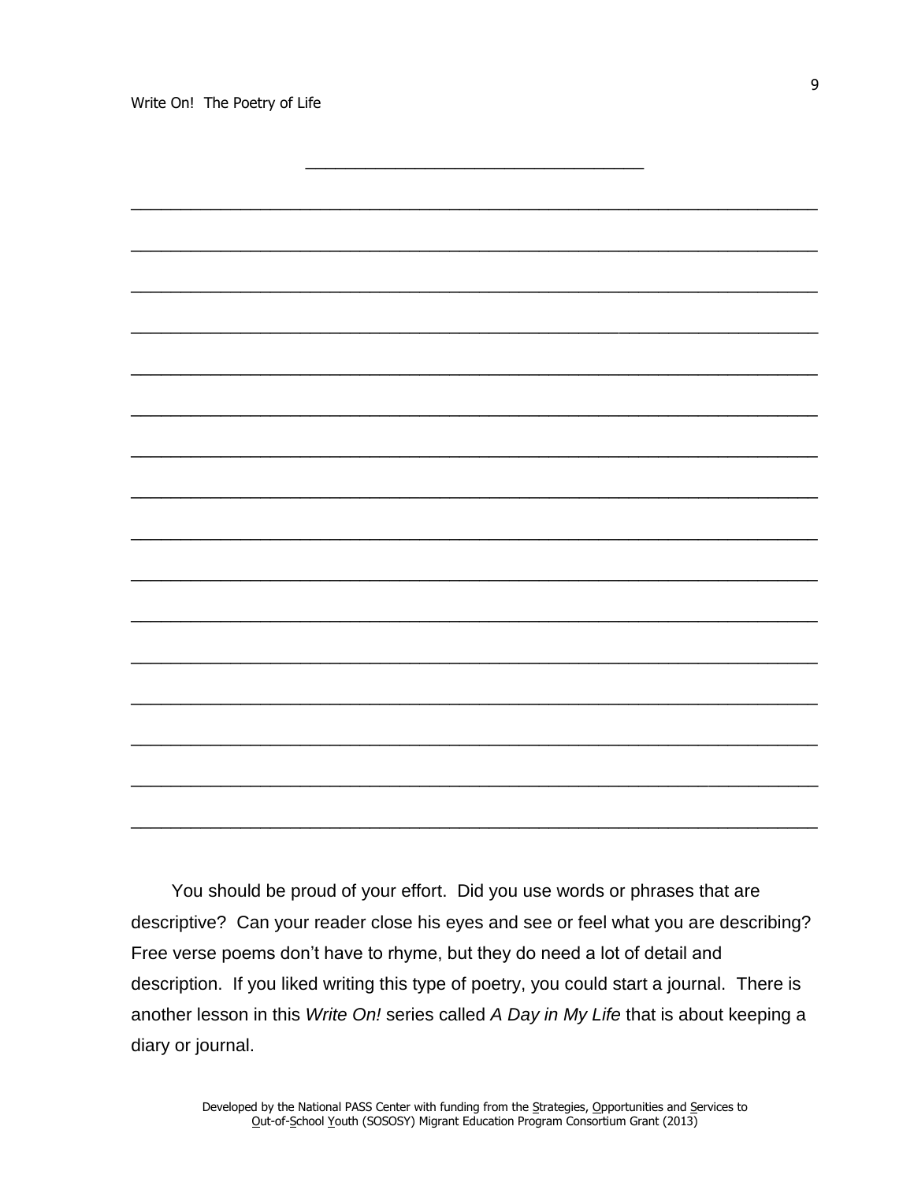\_\_\_\_\_\_\_\_\_\_\_\_\_\_\_\_\_\_\_\_\_\_\_\_\_\_\_\_\_\_\_\_\_\_\_\_\_\_\_\_

\_\_\_\_\_\_\_\_\_\_\_\_\_\_\_\_\_\_\_\_\_\_\_\_\_\_\_\_\_\_\_\_\_\_\_\_\_\_\_\_\_\_\_\_\_\_\_\_\_\_\_\_\_\_\_\_\_\_\_\_\_\_\_\_\_\_\_\_\_\_\_\_\_\_\_\_\_\_

\_\_\_\_\_\_\_\_\_\_\_\_\_\_\_\_\_\_\_\_\_\_\_\_\_\_\_\_\_\_\_\_\_\_\_\_\_\_\_\_\_\_\_\_\_\_\_\_\_\_\_\_\_\_\_\_\_\_\_\_\_\_\_\_\_\_\_\_\_\_\_\_\_\_\_\_\_\_

\_\_\_\_\_\_\_\_\_\_\_\_\_\_\_\_\_\_\_\_\_\_\_\_\_\_\_\_\_\_\_\_\_\_\_\_\_\_\_\_\_\_\_\_\_\_\_\_\_\_\_\_\_\_\_\_\_\_\_\_\_\_\_\_\_\_\_\_\_\_\_\_\_\_\_\_\_\_

\_\_\_\_\_\_\_\_\_\_\_\_\_\_\_\_\_\_\_\_\_\_\_\_\_\_\_\_\_\_\_\_\_\_\_\_\_\_\_\_\_\_\_\_\_\_\_\_\_\_\_\_\_\_\_\_\_\_\_\_\_\_\_\_\_\_\_\_\_\_\_\_\_\_\_\_\_\_

\_\_\_\_\_\_\_\_\_\_\_\_\_\_\_\_\_\_\_\_\_\_\_\_\_\_\_\_\_\_\_\_\_\_\_\_\_\_\_\_\_\_\_\_\_\_\_\_\_\_\_\_\_\_\_\_\_\_\_\_\_\_\_\_\_\_\_\_\_\_\_\_\_\_\_\_\_\_

\_\_\_\_\_\_\_\_\_\_\_\_\_\_\_\_\_\_\_\_\_\_\_\_\_\_\_\_\_\_\_\_\_\_\_\_\_\_\_\_\_\_\_\_\_\_\_\_\_\_\_\_\_\_\_\_\_\_\_\_\_\_\_\_\_\_\_\_\_\_\_\_\_\_\_\_\_\_

\_\_\_\_\_\_\_\_\_\_\_\_\_\_\_\_\_\_\_\_\_\_\_\_\_\_\_\_\_\_\_\_\_\_\_\_\_\_\_\_\_\_\_\_\_\_\_\_\_\_\_\_\_\_\_\_\_\_\_\_\_\_\_\_\_\_\_\_\_\_\_\_\_\_\_\_\_\_

\_\_\_\_\_\_\_\_\_\_\_\_\_\_\_\_\_\_\_\_\_\_\_\_\_\_\_\_\_\_\_\_\_\_\_\_\_\_\_\_\_\_\_\_\_\_\_\_\_\_\_\_\_\_\_\_\_\_\_\_\_\_\_\_\_\_\_\_\_\_\_\_\_\_\_\_\_\_

\_\_\_\_\_\_\_\_\_\_\_\_\_\_\_\_\_\_\_\_\_\_\_\_\_\_\_\_\_\_\_\_\_\_\_\_\_\_\_\_\_\_\_\_\_\_\_\_\_\_\_\_\_\_\_\_\_\_\_\_\_\_\_\_\_\_\_\_\_\_\_\_\_\_\_\_\_\_

\_\_\_\_\_\_\_\_\_\_\_\_\_\_\_\_\_\_\_\_\_\_\_\_\_\_\_\_\_\_\_\_\_\_\_\_\_\_\_\_\_\_\_\_\_\_\_\_\_\_\_\_\_\_\_\_\_\_\_\_\_\_\_\_\_\_\_\_\_\_\_\_\_\_\_\_\_\_

\_\_\_\_\_\_\_\_\_\_\_\_\_\_\_\_\_\_\_\_\_\_\_\_\_\_\_\_\_\_\_\_\_\_\_\_\_\_\_\_\_\_\_\_\_\_\_\_\_\_\_\_\_\_\_\_\_\_\_\_\_\_\_\_\_\_\_\_\_\_\_\_\_\_\_\_\_\_

\_\_\_\_\_\_\_\_\_\_\_\_\_\_\_\_\_\_\_\_\_\_\_\_\_\_\_\_\_\_\_\_\_\_\_\_\_\_\_\_\_\_\_\_\_\_\_\_\_\_\_\_\_\_\_\_\_\_\_\_\_\_\_\_\_\_\_\_\_\_\_\_\_\_\_\_\_\_

\_\_\_\_\_\_\_\_\_\_\_\_\_\_\_\_\_\_\_\_\_\_\_\_\_\_\_\_\_\_\_\_\_\_\_\_\_\_\_\_\_\_\_\_\_\_\_\_\_\_\_\_\_\_\_\_\_\_\_\_\_\_\_\_\_\_\_\_\_\_\_\_\_\_\_\_\_\_

\_\_\_\_\_\_\_\_\_\_\_\_\_\_\_\_\_\_\_\_\_\_\_\_\_\_\_\_\_\_\_\_\_\_\_\_\_\_\_\_\_\_\_\_\_\_\_\_\_\_\_\_\_\_\_\_\_\_\_\_\_\_\_\_\_\_\_\_\_\_\_\_\_\_\_\_\_\_

\_\_\_\_\_\_\_\_\_\_\_\_\_\_\_\_\_\_\_\_\_\_\_\_\_\_\_\_\_\_\_\_\_\_\_\_\_\_\_\_\_\_\_\_\_\_\_\_\_\_\_\_\_\_\_\_\_\_\_\_\_\_\_\_\_\_\_\_\_\_\_\_\_\_\_\_\_\_

\_\_\_\_\_\_\_\_\_\_\_\_\_\_\_\_\_\_\_\_\_\_\_\_\_\_\_\_\_\_\_\_\_\_\_\_\_\_\_\_\_\_\_\_\_\_\_\_\_\_\_\_\_\_\_\_\_\_\_\_\_\_\_\_\_\_\_\_\_\_\_\_\_\_\_\_\_\_

You should be proud of your effort. Did you use words or phrases that are descriptive? Can your reader close his eyes and see or feel what you are describing? Free verse poems don't have to rhyme, but they do need a lot of detail and description. If you liked writing this type of poetry, you could start a journal. There is another lesson in this *Write On!* series called *A Day in My Life* that is about keeping a diary or journal.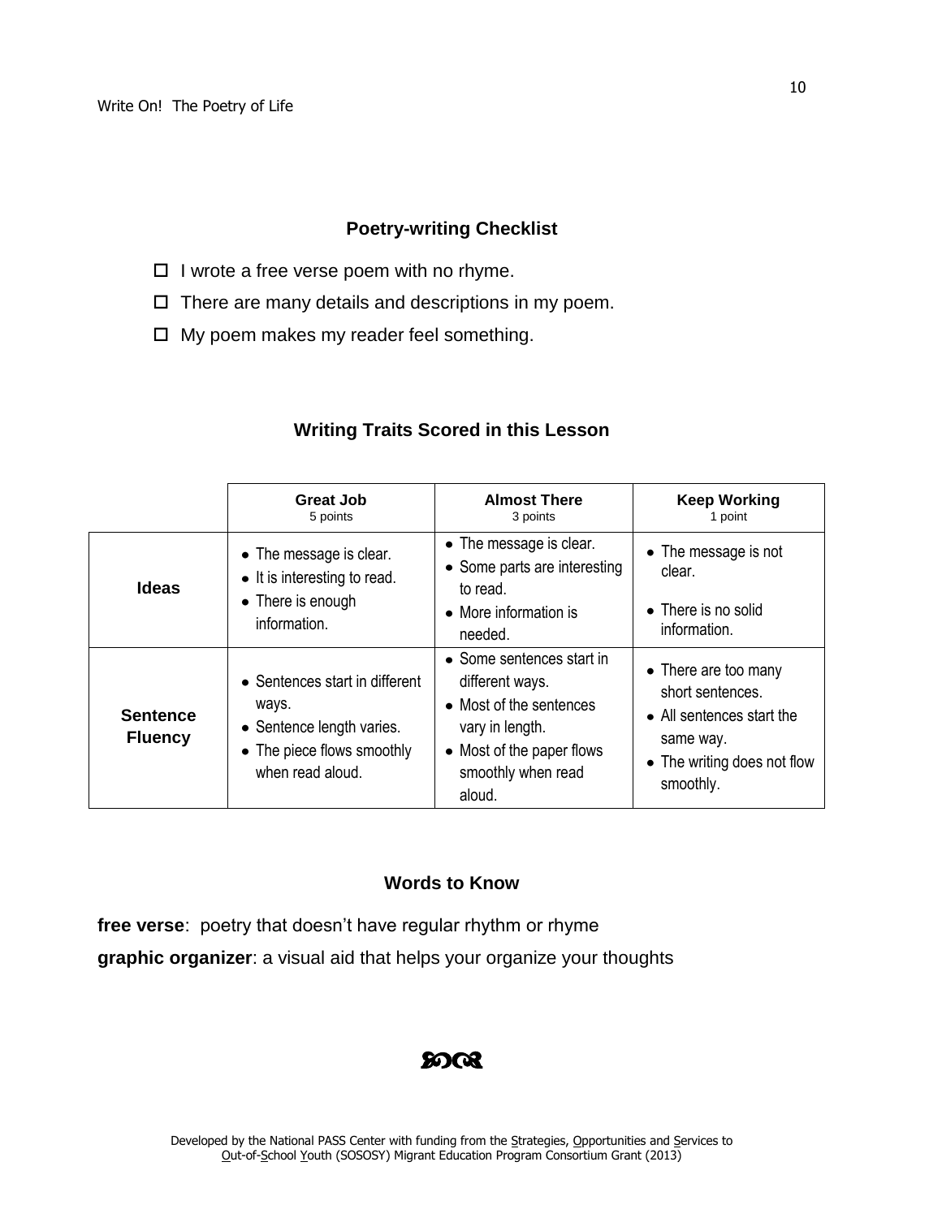## Poetry-writing Checklist

- ☐ I wrote a free verse poem with no rhyme.
- ☐ There are many details and descriptions in my poem.
- ☐ My poem makes my reader feel something.

## Writing Traits Scored in this Lesson

| | **Great Job** 5 points | **Almost There** 3 points | **Keep Working** 1 point |
|---|---|---|---|
| **Ideas** | • The message is clear.<br>• It is interesting to read.<br>• There is enough information. | • The message is clear.<br>• Some parts are interesting to read.<br>• More information is needed. | • The message is not clear.<br>• There is no solid information. |
| **Sentence Fluency** | • Sentences start in different ways.<br>• Sentence length varies.<br>• The piece flows smoothly when read aloud. | • Some sentences start in different ways.<br>• Most of the sentences vary in length.<br>• Most of the paper flows smoothly when read aloud. | • There are too many short sentences.<br>• All sentences start the same way.<br>• The writing does not flow smoothly. |

## Words to Know

**free verse**: poetry that doesn't have regular rhythm or rhyme

**graphic organizer**: a visual aid that helps your organize your thoughts

Developed by the National PASS Center with funding from the Strategies, Opportunities and Services to Out-of-School Youth (SOSOSY) Migrant Education Program Consortium Grant (2013)